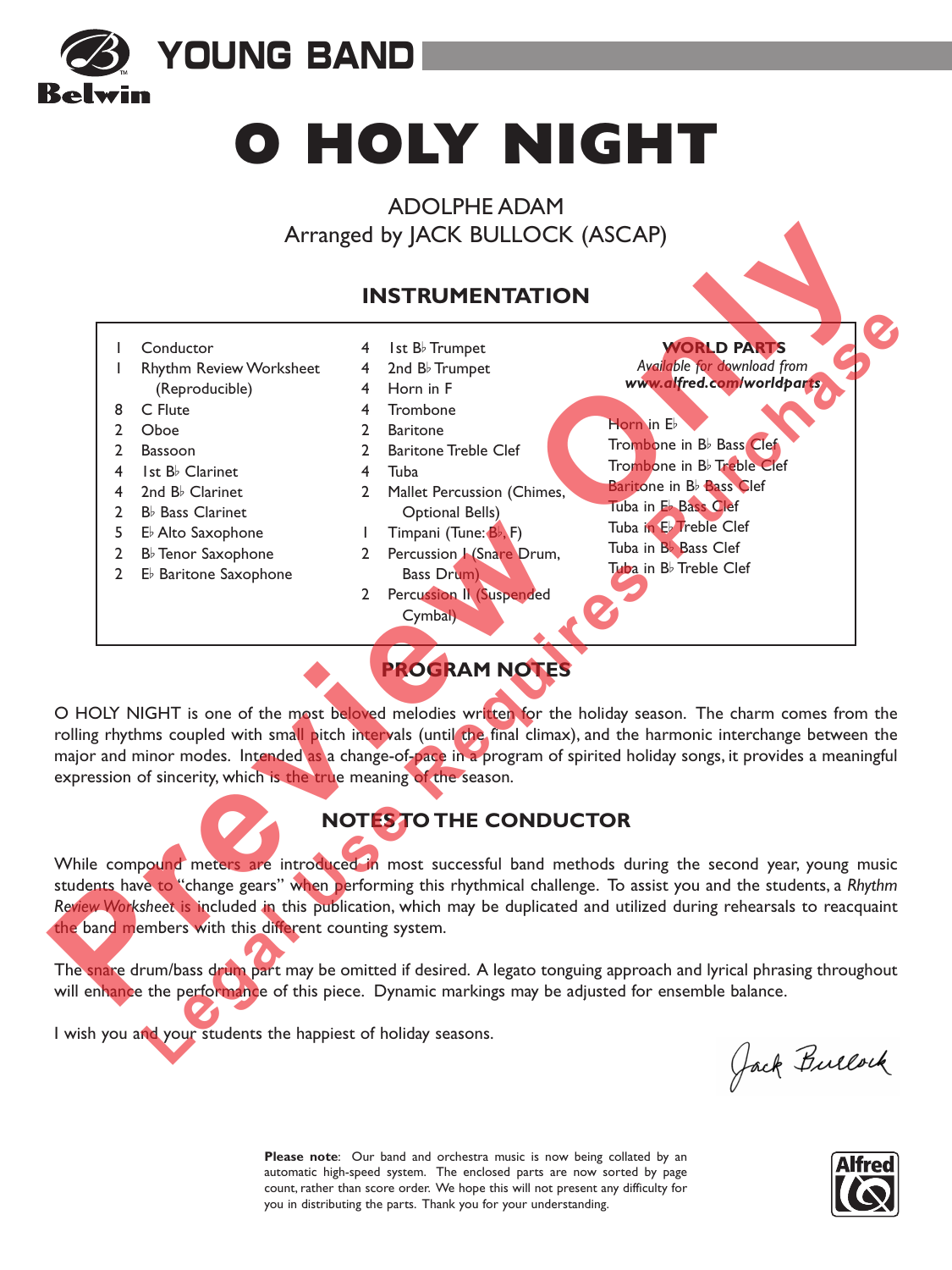YOUNG BAND

Belwin

# O HOLY NIGHT

ADOLPHE ADAM
Arranged by JACK BULLOCK (ASCAP)

## INSTRUMENTATION

- 1 Conductor
- 1 Rhythm Review Worksheet (Reproducible)
- 8 C Flute
- 2 Oboe
- 2 Bassoon
- 4 1st B♭ Clarinet
- 4 2nd B♭ Clarinet
- 2 B♭ Bass Clarinet
- 5 E♭ Alto Saxophone
- 2 B♭ Tenor Saxophone
- 2 E♭ Baritone Saxophone
- 4 1st B♭ Trumpet
- 4 2nd B♭ Trumpet
- 4 Horn in F
- 4 Trombone
- 2 Baritone
- 2 Baritone Treble Clef
- 4 Tuba
- 2 Mallet Percussion (Chimes, Optional Bells)
- 1 Timpani (Tune: B♭, F)
- 2 Percussion I (Snare Drum, Bass Drum)
- 2 Percussion II (Suspended Cymbal)

**WORLD PARTS**
*Available for download from*
***www.alfred.com/worldparts***

- Horn in E♭
- Trombone in B♭ Bass Clef
- Trombone in B♭ Treble Clef
- Baritone in B♭ Bass Clef
- Tuba in E♭ Bass Clef
- Tuba in E♭ Treble Clef
- Tuba in B♭ Bass Clef
- Tuba in B♭ Treble Clef

## PROGRAM NOTES

O HOLY NIGHT is one of the most beloved melodies written for the holiday season. The charm comes from the rolling rhythms coupled with small pitch intervals (until the final climax), and the harmonic interchange between the major and minor modes. Intended as a change-of-pace in a program of spirited holiday songs, it provides a meaningful expression of sincerity, which is the true meaning of the season.

## NOTES TO THE CONDUCTOR

While compound meters are introduced in most successful band methods during the second year, young music students have to "change gears" when performing this rhythmical challenge. To assist you and the students, a *Rhythm Review Worksheet* is included in this publication, which may be duplicated and utilized during rehearsals to reacquaint the band members with this different counting system.

The snare drum/bass drum part may be omitted if desired. A legato tonguing approach and lyrical phrasing throughout will enhance the performance of this piece. Dynamic markings may be adjusted for ensemble balance.

I wish you and your students the happiest of holiday seasons.

Jack Bullock

**Please note**: Our band and orchestra music is now being collated by an automatic high-speed system. The enclosed parts are now sorted by page count, rather than score order. We hope this will not present any difficulty for you in distributing the parts. Thank you for your understanding.

Alfred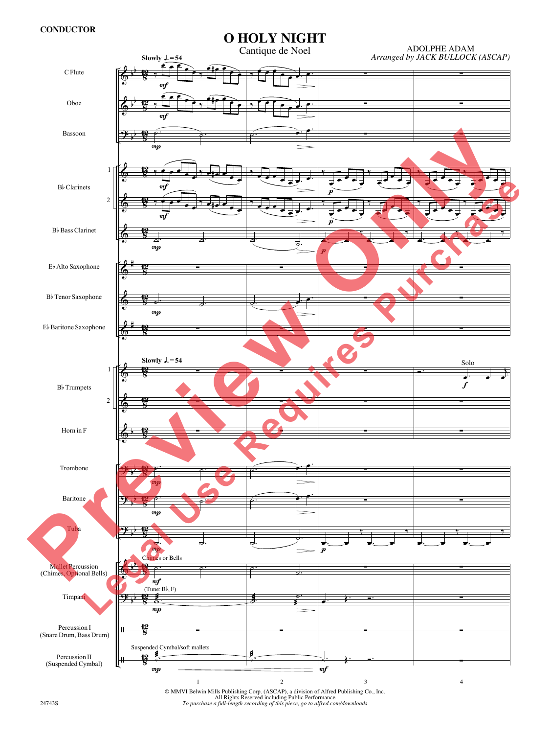CONDUCTOR

# O HOLY NIGHT

Cantique de Noel

ADOLPHE ADAM
*Arranged by JACK BULLOCK (ASCAP)*

Slowly ♩. = 54

C Flute
Oboe
Bassoon
B♭ Clarinets 1, 2
B♭ Bass Clarinet
E♭ Alto Saxophone
B♭ Tenor Saxophone
E♭ Baritone Saxophone
B♭ Trumpets 1, 2
Horn in F
Trombone
Baritone
Tuba
Mallet Percussion (Chimes, Optional Bells)
Timpani
Percussion I (Snare Drum, Bass Drum)
Percussion II (Suspended Cymbal)

Chimes or Bells

(Tune: B♭, F)

Suspended Cymbal/soft mallets

Solo

1 2 3 4

© MMVI Belwin Mills Publishing Corp. (ASCAP), a division of Alfred Publishing Co., Inc.
All Rights Reserved including Public Performance
*To purchase a full-length recording of this piece, go to alfred.com/downloads*

24743S

Preview Only
Legal Use Requires Purchase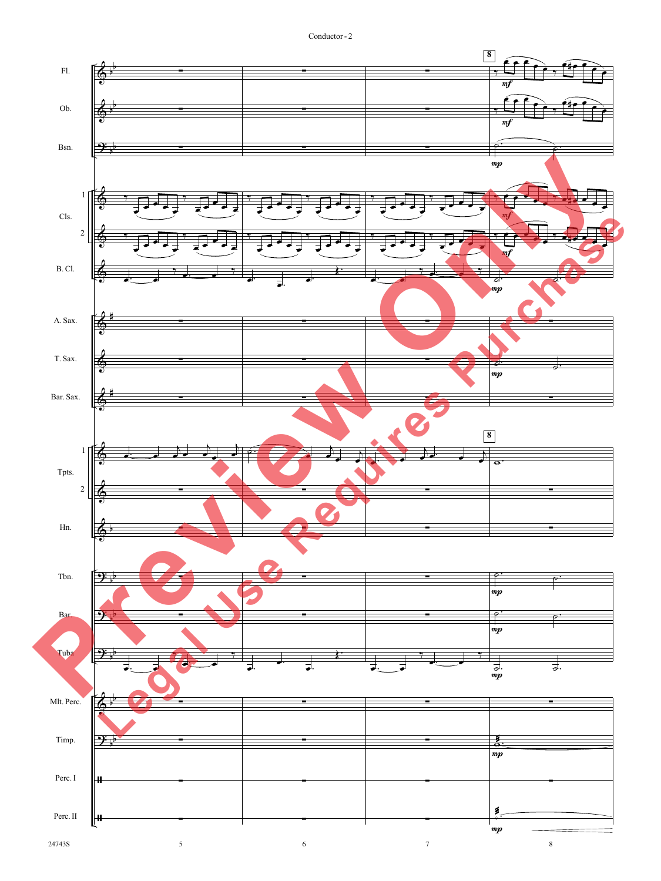Fl.

Ob.

Bsn.

Cls. 1 2

B. Cl.

A. Sax.

T. Sax.

Bar. Sax.

Tpts. 1 2

Hn.

Tbn.

Bar.

Tuba

Mlt. Perc.

Timp.

Perc. I

Perc. II

**8**

*mf* *mp*

Preview Only

Legal Use Requires Purchase

24743S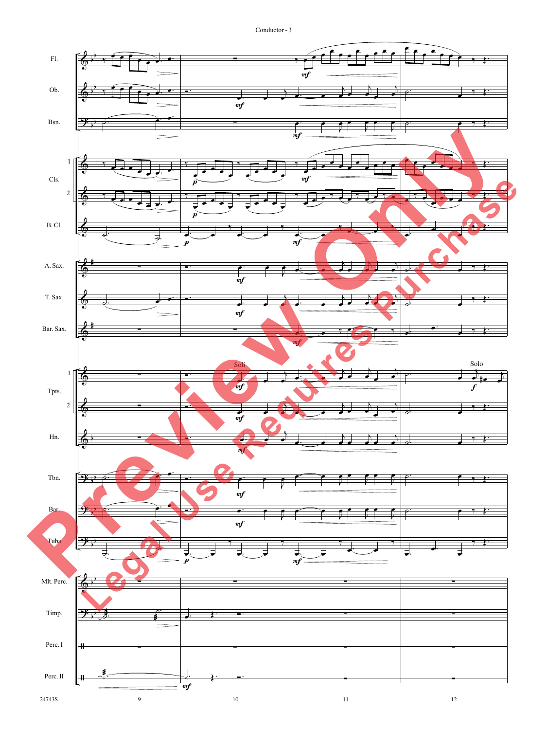Fl.

Ob.

Bsn.

Cls. 1

Cls. 2

B. Cl.

A. Sax.

T. Sax.

Bar. Sax.

Tpts. 1 — Soli — Solo

Tpts. 2

Hn.

Tbn.

Bar.

Tuba

Mlt. Perc.

Timp.

Perc. I

Perc. II

Preview Only

Legal Use Requires Purchase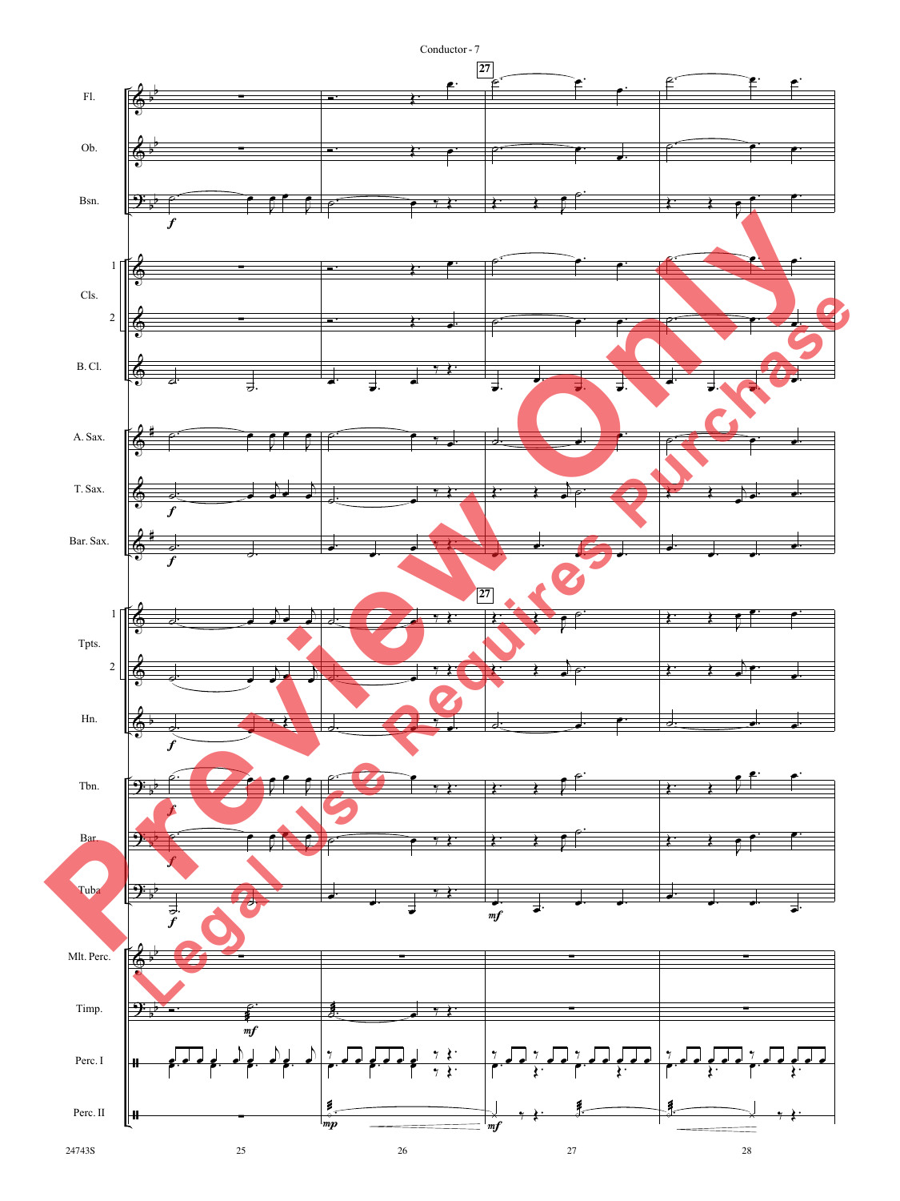Fl.

Ob.

Bsn.

Cls. 1

Cls. 2

B. Cl.

A. Sax.

T. Sax.

Bar. Sax.

Tpts. 1

Tpts. 2

Hn.

Tbn.

Bar.

Tuba

Mlt. Perc.

Timp.

Perc. I

Perc. II

27

*f* *mf* *mp*

25 26 27 28

Preview Only

Legal Use Requires Purchase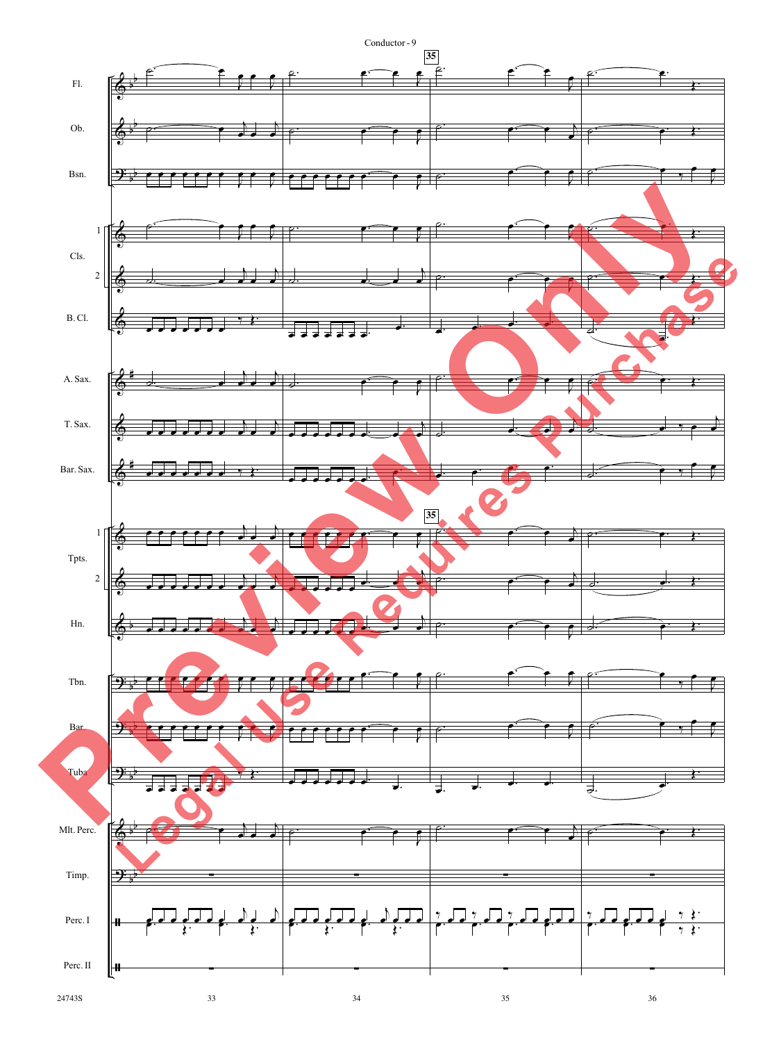Conductor - 9

35

Fl.

Ob.

Bsn.

Cls. 1 2

B. Cl.

A. Sax.

T. Sax.

Bar. Sax.

Tpts. 1 2

Hn.

Tbn.

Bar.

Tuba

Mlt. Perc.

Timp.

Perc. I

Perc. II

24743S

33 34 35 36

Preview Only

Legal Use Requires Purchase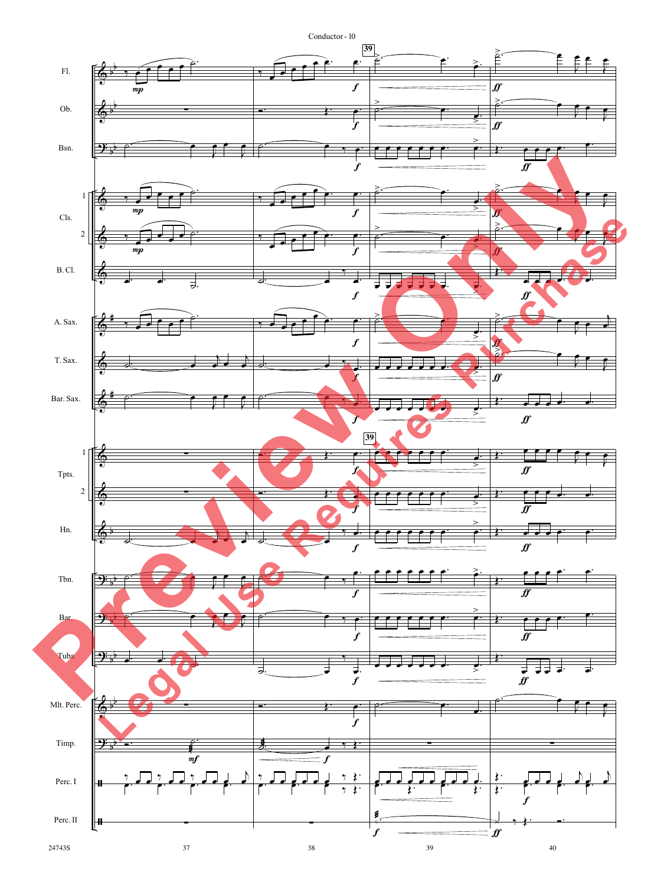Conductor - 10

Fl.

Ob.

Bsn.

Cls.

B. Cl.

A. Sax.

T. Sax.

Bar. Sax.

Tpts.

Hn.

Tbn.

Bar.

Tuba

Mlt. Perc.

Timp.

Perc. I

Perc. II

Preview Only

Legal Use Requires Purchase